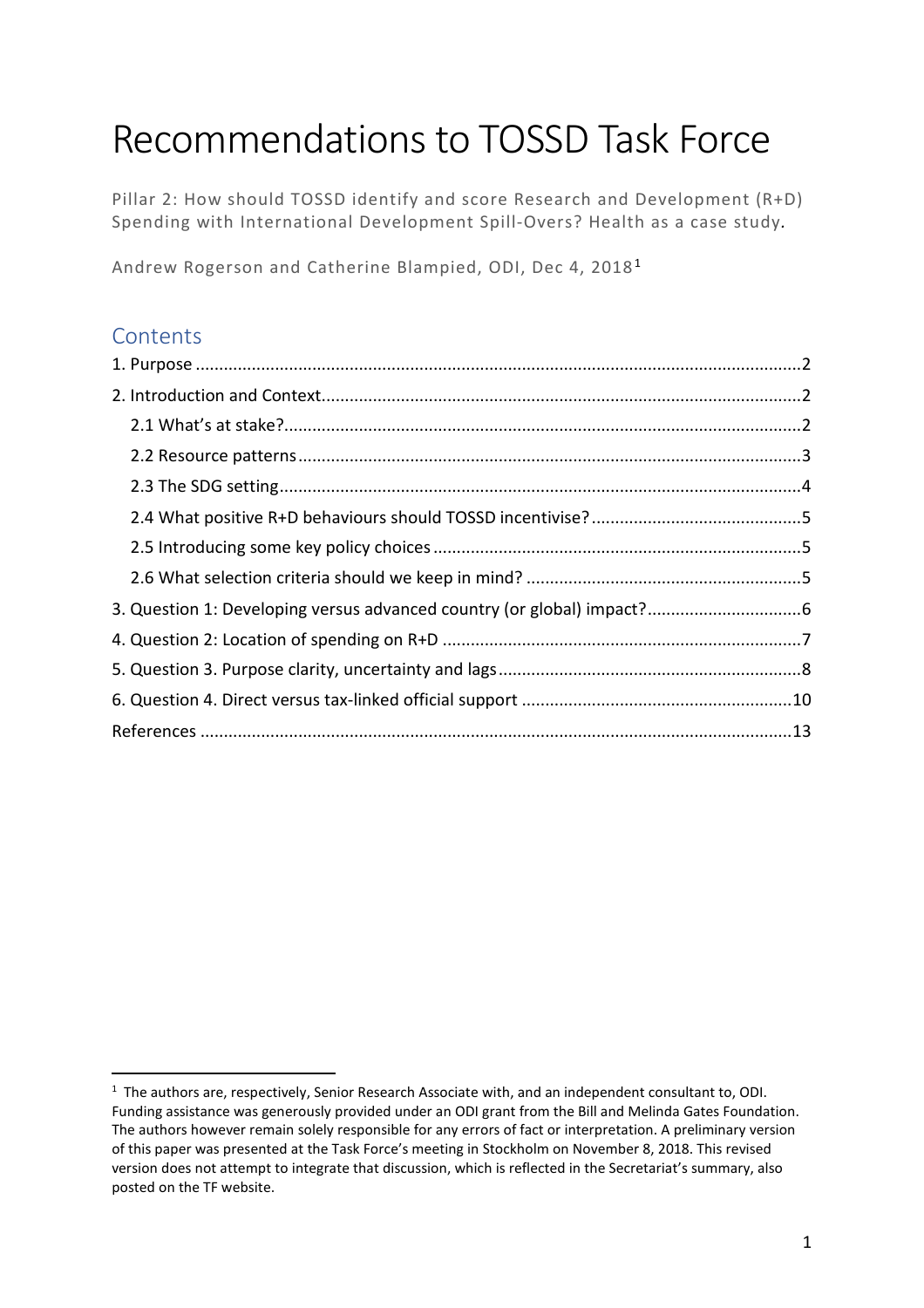# Recommendations to TOSSD Task Force

Pillar 2: How should TOSSD identify and score Research and Development (R+D) Spending with International Development Spill-Overs? Health as a case study.

Andrew Rogerson and Catherine Blampied, ODI, Dec 4, 2018[1]

## Contents

1. Purpose ....................................................................................................................2

2. Introduction and Context......................................................................................2

 2.1 What's at stake?...................................................................................................2

 2.2 Resource patterns................................................................................................3

 2.3 The SDG setting...................................................................................................4

 2.4 What positive R+D behaviours should TOSSD incentivise?.............................5

 2.5 Introducing some key policy choices..................................................................5

 2.6 What selection criteria should we keep in mind? ..............................................5

3. Question 1: Developing versus advanced country (or global) impact?...................6

4. Question 2: Location of spending on R+D ..............................................................7

5. Question 3. Purpose clarity, uncertainty and lags...................................................8

6. Question 4. Direct versus tax-linked official support ............................................10

References ..................................................................................................................13

[1] The authors are, respectively, Senior Research Associate with, and an independent consultant to, ODI. Funding assistance was generously provided under an ODI grant from the Bill and Melinda Gates Foundation. The authors however remain solely responsible for any errors of fact or interpretation. A preliminary version of this paper was presented at the Task Force's meeting in Stockholm on November 8, 2018. This revised version does not attempt to integrate that discussion, which is reflected in the Secretariat's summary, also posted on the TF website.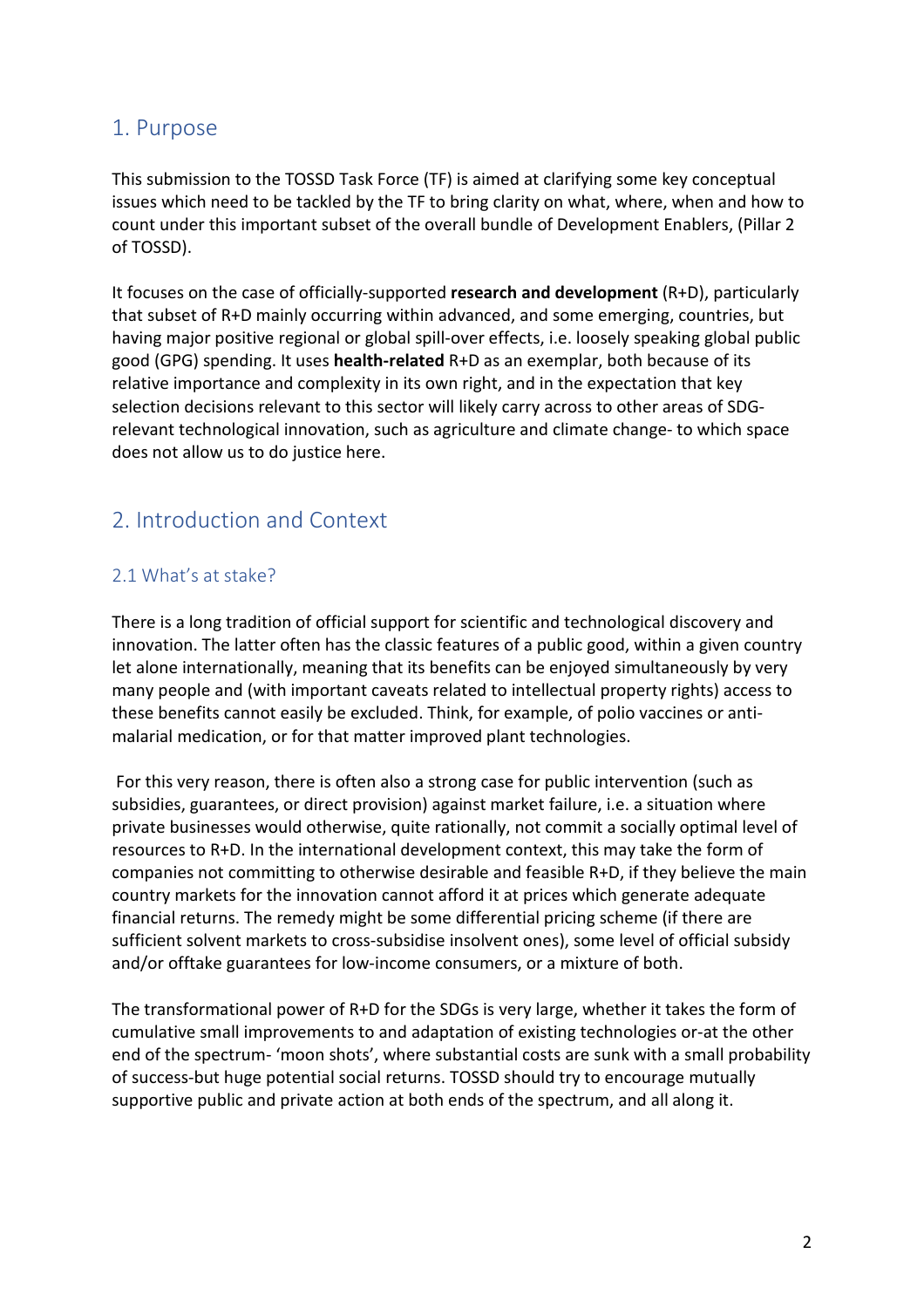## 1. Purpose

This submission to the TOSSD Task Force (TF) is aimed at clarifying some key conceptual issues which need to be tackled by the TF to bring clarity on what, where, when and how to count under this important subset of the overall bundle of Development Enablers, (Pillar 2 of TOSSD).

It focuses on the case of officially-supported **research and development** (R+D), particularly that subset of R+D mainly occurring within advanced, and some emerging, countries, but having major positive regional or global spill-over effects, i.e. loosely speaking global public good (GPG) spending. It uses **health-related** R+D as an exemplar, both because of its relative importance and complexity in its own right, and in the expectation that key selection decisions relevant to this sector will likely carry across to other areas of SDG-relevant technological innovation, such as agriculture and climate change- to which space does not allow us to do justice here.

## 2. Introduction and Context

### 2.1 What's at stake?

There is a long tradition of official support for scientific and technological discovery and innovation. The latter often has the classic features of a public good, within a given country let alone internationally, meaning that its benefits can be enjoyed simultaneously by very many people and (with important caveats related to intellectual property rights) access to these benefits cannot easily be excluded. Think, for example, of polio vaccines or anti-malarial medication, or for that matter improved plant technologies.

For this very reason, there is often also a strong case for public intervention (such as subsidies, guarantees, or direct provision) against market failure, i.e. a situation where private businesses would otherwise, quite rationally, not commit a socially optimal level of resources to R+D. In the international development context, this may take the form of companies not committing to otherwise desirable and feasible R+D, if they believe the main country markets for the innovation cannot afford it at prices which generate adequate financial returns. The remedy might be some differential pricing scheme (if there are sufficient solvent markets to cross-subsidise insolvent ones), some level of official subsidy and/or offtake guarantees for low-income consumers, or a mixture of both.

The transformational power of R+D for the SDGs is very large, whether it takes the form of cumulative small improvements to and adaptation of existing technologies or-at the other end of the spectrum- 'moon shots', where substantial costs are sunk with a small probability of success-but huge potential social returns. TOSSD should try to encourage mutually supportive public and private action at both ends of the spectrum, and all along it.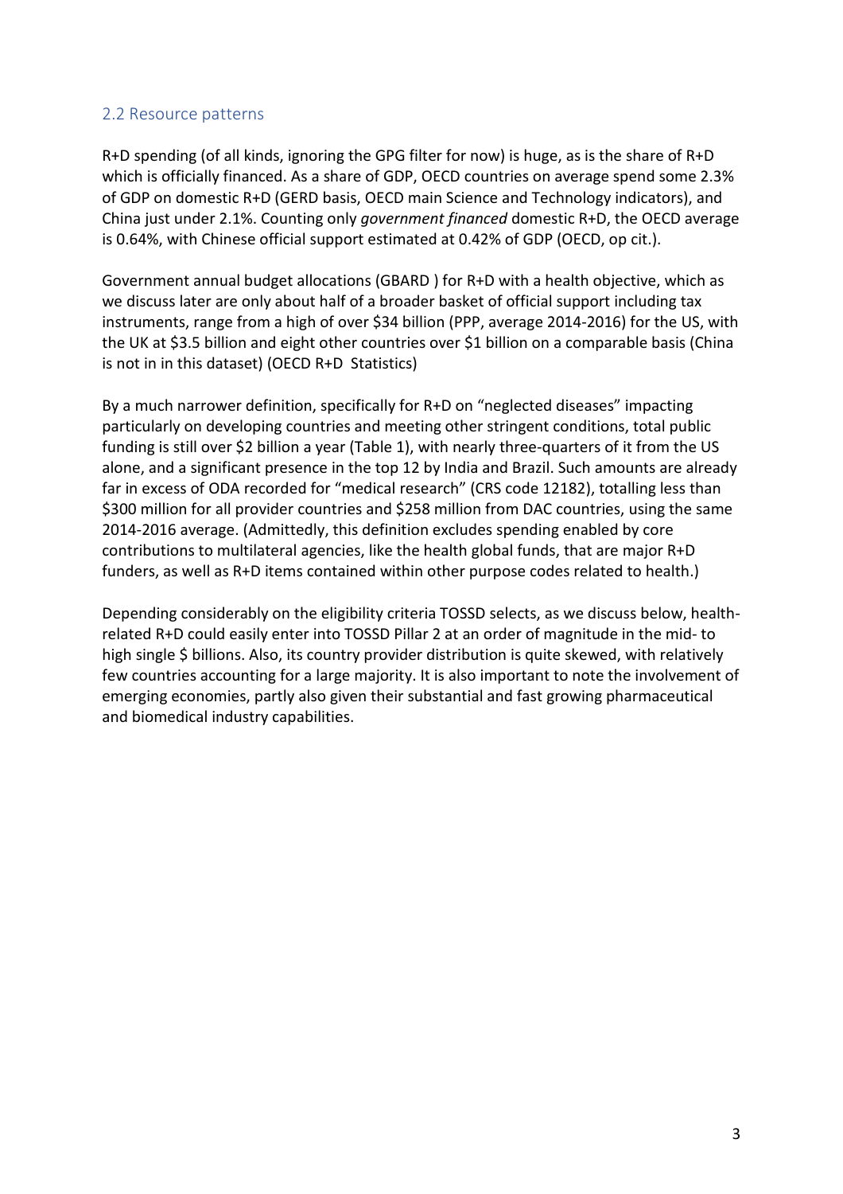## 2.2 Resource patterns

R+D spending (of all kinds, ignoring the GPG filter for now) is huge, as is the share of R+D which is officially financed. As a share of GDP, OECD countries on average spend some 2.3% of GDP on domestic R+D (GERD basis, OECD main Science and Technology indicators), and China just under 2.1%. Counting only *government financed* domestic R+D, the OECD average is 0.64%, with Chinese official support estimated at 0.42% of GDP (OECD, op cit.).

Government annual budget allocations (GBARD ) for R+D with a health objective, which as we discuss later are only about half of a broader basket of official support including tax instruments, range from a high of over $34 billion (PPP, average 2014-2016) for the US, with the UK at $3.5 billion and eight other countries over $1 billion on a comparable basis (China is not in in this dataset) (OECD R+D Statistics)

By a much narrower definition, specifically for R+D on "neglected diseases" impacting particularly on developing countries and meeting other stringent conditions, total public funding is still over $2 billion a year (Table 1), with nearly three-quarters of it from the US alone, and a significant presence in the top 12 by India and Brazil. Such amounts are already far in excess of ODA recorded for "medical research" (CRS code 12182), totalling less than $300 million for all provider countries and $258 million from DAC countries, using the same 2014-2016 average. (Admittedly, this definition excludes spending enabled by core contributions to multilateral agencies, like the health global funds, that are major R+D funders, as well as R+D items contained within other purpose codes related to health.)

Depending considerably on the eligibility criteria TOSSD selects, as we discuss below, health-related R+D could easily enter into TOSSD Pillar 2 at an order of magnitude in the mid- to high single $ billions. Also, its country provider distribution is quite skewed, with relatively few countries accounting for a large majority. It is also important to note the involvement of emerging economies, partly also given their substantial and fast growing pharmaceutical and biomedical industry capabilities.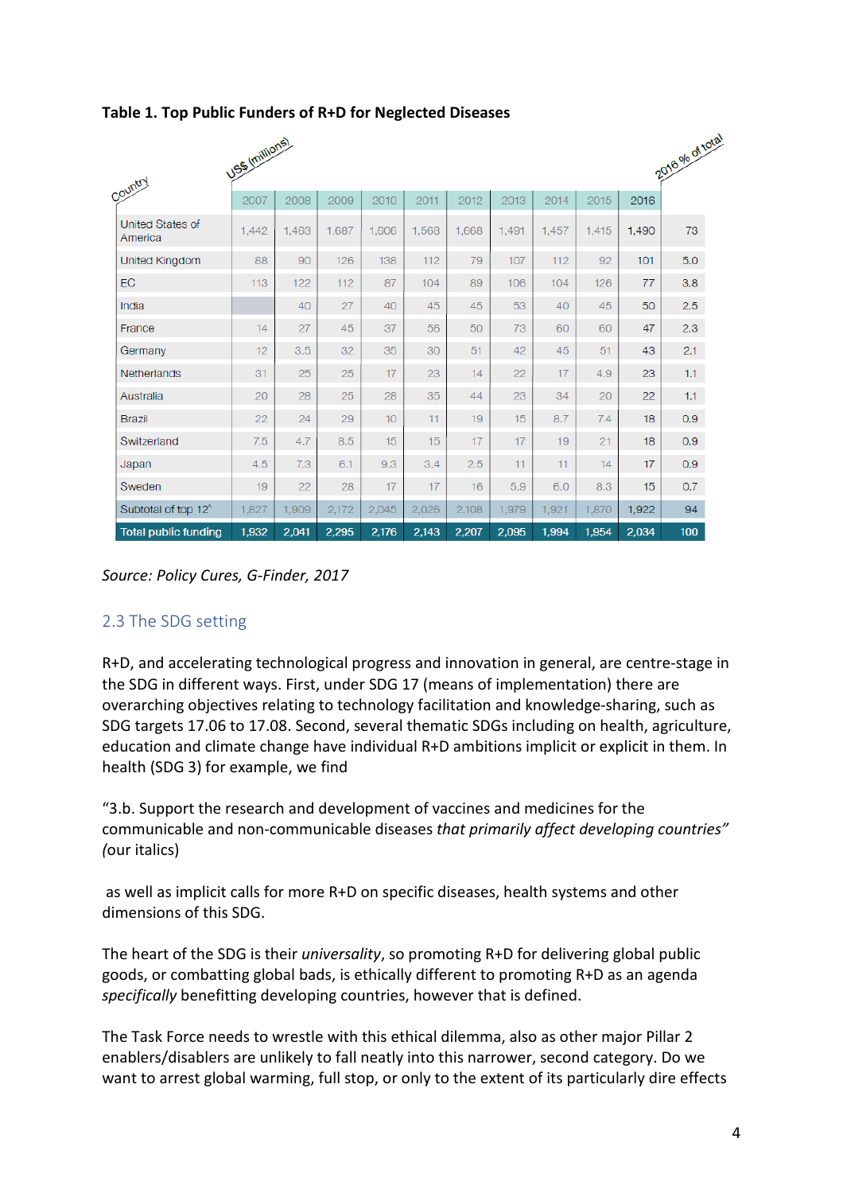**Table 1. Top Public Funders of R+D for Neglected Diseases**

| Country | US$ (millions) 2007 | 2008 | 2009 | 2010 | 2011 | 2012 | 2013 | 2014 | 2015 | 2016 | 2016 % of total |
|---|---|---|---|---|---|---|---|---|---|---|---|
| United States of America | 1,442 | 1,463 | 1,687 | 1,606 | 1,568 | 1,668 | 1,491 | 1,457 | 1,415 | 1,490 | 73 |
| United Kingdom | 88 | 90 | 126 | 138 | 112 | 79 | 107 | 112 | 92 | 101 | 5.0 |
| EC | 113 | 122 | 112 | 87 | 104 | 89 | 106 | 104 | 126 | 77 | 3.8 |
| India | | 40 | 27 | 40 | 45 | 45 | 53 | 40 | 45 | 50 | 2.5 |
| France | 14 | 27 | 45 | 37 | 56 | 50 | 73 | 60 | 60 | 47 | 2.3 |
| Germany | 12 | 3.5 | 32 | 35 | 30 | 51 | 42 | 45 | 51 | 43 | 2.1 |
| Netherlands | 31 | 25 | 25 | 17 | 23 | 14 | 22 | 17 | 4.9 | 23 | 1.1 |
| Australia | 20 | 28 | 25 | 28 | 35 | 44 | 23 | 34 | 20 | 22 | 1.1 |
| Brazil | 22 | 24 | 29 | 10 | 11 | 19 | 15 | 8.7 | 7.4 | 18 | 0.9 |
| Switzerland | 7.5 | 4.7 | 8.5 | 15 | 15 | 17 | 17 | 19 | 21 | 18 | 0.9 |
| Japan | 4.5 | 7.3 | 6.1 | 9.3 | 3.4 | 2.5 | 11 | 11 | 14 | 17 | 0.9 |
| Sweden | 19 | 22 | 28 | 17 | 17 | 16 | 5.9 | 6.0 | 8.3 | 15 | 0.7 |
| Subtotal of top 12^ | 1,827 | 1,909 | 2,172 | 2,045 | 2,026 | 2,108 | 1,979 | 1,921 | 1,870 | 1,922 | 94 |
| Total public funding | 1,932 | 2,041 | 2,295 | 2,176 | 2,143 | 2,207 | 2,095 | 1,994 | 1,954 | 2,034 | 100 |

*Source: Policy Cures, G-Finder, 2017*

## 2.3 The SDG setting

R+D, and accelerating technological progress and innovation in general, are centre-stage in the SDG in different ways. First, under SDG 17 (means of implementation) there are overarching objectives relating to technology facilitation and knowledge-sharing, such as SDG targets 17.06 to 17.08. Second, several thematic SDGs including on health, agriculture, education and climate change have individual R+D ambitions implicit or explicit in them. In health (SDG 3) for example, we find

"3.b. Support the research and development of vaccines and medicines for the communicable and non-communicable diseases *that primarily affect developing countries" (*our italics)

as well as implicit calls for more R+D on specific diseases, health systems and other dimensions of this SDG.

The heart of the SDG is their *universality*, so promoting R+D for delivering global public goods, or combatting global bads, is ethically different to promoting R+D as an agenda *specifically* benefitting developing countries, however that is defined.

The Task Force needs to wrestle with this ethical dilemma, also as other major Pillar 2 enablers/disablers are unlikely to fall neatly into this narrower, second category. Do we want to arrest global warming, full stop, or only to the extent of its particularly dire effects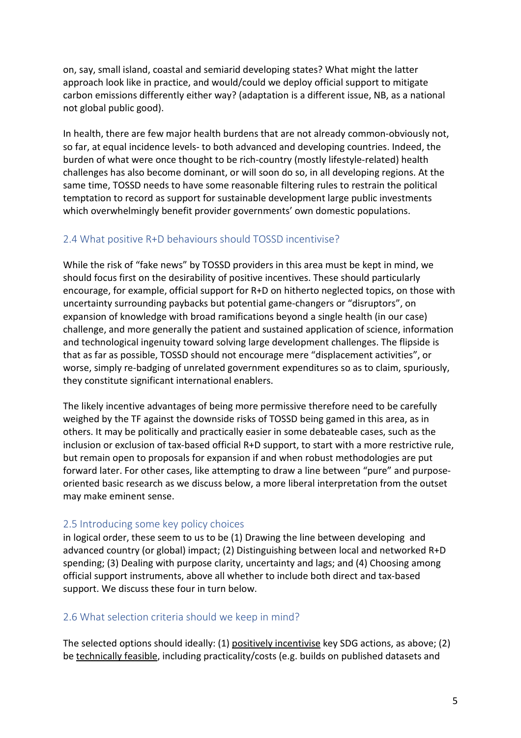on, say, small island, coastal and semiarid developing states? What might the latter approach look like in practice, and would/could we deploy official support to mitigate carbon emissions differently either way? (adaptation is a different issue, NB, as a national not global public good).

In health, there are few major health burdens that are not already common-obviously not, so far, at equal incidence levels- to both advanced and developing countries. Indeed, the burden of what were once thought to be rich-country (mostly lifestyle-related) health challenges has also become dominant, or will soon do so, in all developing regions. At the same time, TOSSD needs to have some reasonable filtering rules to restrain the political temptation to record as support for sustainable development large public investments which overwhelmingly benefit provider governments' own domestic populations.

## 2.4 What positive R+D behaviours should TOSSD incentivise?

While the risk of "fake news" by TOSSD providers in this area must be kept in mind, we should focus first on the desirability of positive incentives. These should particularly encourage, for example, official support for R+D on hitherto neglected topics, on those with uncertainty surrounding paybacks but potential game-changers or "disruptors", on expansion of knowledge with broad ramifications beyond a single health (in our case) challenge, and more generally the patient and sustained application of science, information and technological ingenuity toward solving large development challenges. The flipside is that as far as possible, TOSSD should not encourage mere "displacement activities", or worse, simply re-badging of unrelated government expenditures so as to claim, spuriously, they constitute significant international enablers.

The likely incentive advantages of being more permissive therefore need to be carefully weighed by the TF against the downside risks of TOSSD being gamed in this area, as in others. It may be politically and practically easier in some debateable cases, such as the inclusion or exclusion of tax-based official R+D support, to start with a more restrictive rule, but remain open to proposals for expansion if and when robust methodologies are put forward later. For other cases, like attempting to draw a line between "pure" and purpose-oriented basic research as we discuss below, a more liberal interpretation from the outset may make eminent sense.

## 2.5 Introducing some key policy choices

in logical order, these seem to us to be (1) Drawing the line between developing and advanced country (or global) impact; (2) Distinguishing between local and networked R+D spending; (3) Dealing with purpose clarity, uncertainty and lags; and (4) Choosing among official support instruments, above all whether to include both direct and tax-based support. We discuss these four in turn below.

## 2.6 What selection criteria should we keep in mind?

The selected options should ideally: (1) positively incentivise key SDG actions, as above; (2) be technically feasible, including practicality/costs (e.g. builds on published datasets and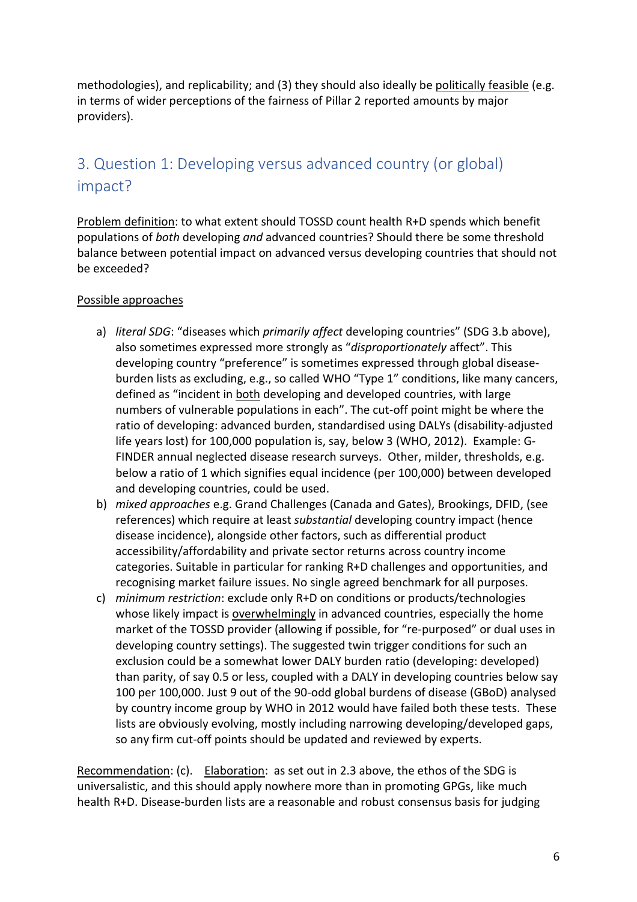methodologies), and replicability; and (3) they should also ideally be politically feasible (e.g. in terms of wider perceptions of the fairness of Pillar 2 reported amounts by major providers).

## 3. Question 1: Developing versus advanced country (or global) impact?

Problem definition: to what extent should TOSSD count health R+D spends which benefit populations of *both* developing *and* advanced countries? Should there be some threshold balance between potential impact on advanced versus developing countries that should not be exceeded?

Possible approaches

a) *literal SDG*: "diseases which *primarily affect* developing countries" (SDG 3.b above), also sometimes expressed more strongly as "*disproportionately* affect". This developing country "preference" is sometimes expressed through global disease-burden lists as excluding, e.g., so called WHO "Type 1" conditions, like many cancers, defined as "incident in both developing and developed countries, with large numbers of vulnerable populations in each". The cut-off point might be where the ratio of developing: advanced burden, standardised using DALYs (disability-adjusted life years lost) for 100,000 population is, say, below 3 (WHO, 2012). Example: G-FINDER annual neglected disease research surveys. Other, milder, thresholds, e.g. below a ratio of 1 which signifies equal incidence (per 100,000) between developed and developing countries, could be used.
b) *mixed approaches* e.g. Grand Challenges (Canada and Gates), Brookings, DFID, (see references) which require at least *substantial* developing country impact (hence disease incidence), alongside other factors, such as differential product accessibility/affordability and private sector returns across country income categories. Suitable in particular for ranking R+D challenges and opportunities, and recognising market failure issues. No single agreed benchmark for all purposes.
c) *minimum restriction*: exclude only R+D on conditions or products/technologies whose likely impact is overwhelmingly in advanced countries, especially the home market of the TOSSD provider (allowing if possible, for "re-purposed" or dual uses in developing country settings). The suggested twin trigger conditions for such an exclusion could be a somewhat lower DALY burden ratio (developing: developed) than parity, of say 0.5 or less, coupled with a DALY in developing countries below say 100 per 100,000. Just 9 out of the 90-odd global burdens of disease (GBoD) analysed by country income group by WHO in 2012 would have failed both these tests. These lists are obviously evolving, mostly including narrowing developing/developed gaps, so any firm cut-off points should be updated and reviewed by experts.

Recommendation: (c). Elaboration: as set out in 2.3 above, the ethos of the SDG is universalistic, and this should apply nowhere more than in promoting GPGs, like much health R+D. Disease-burden lists are a reasonable and robust consensus basis for judging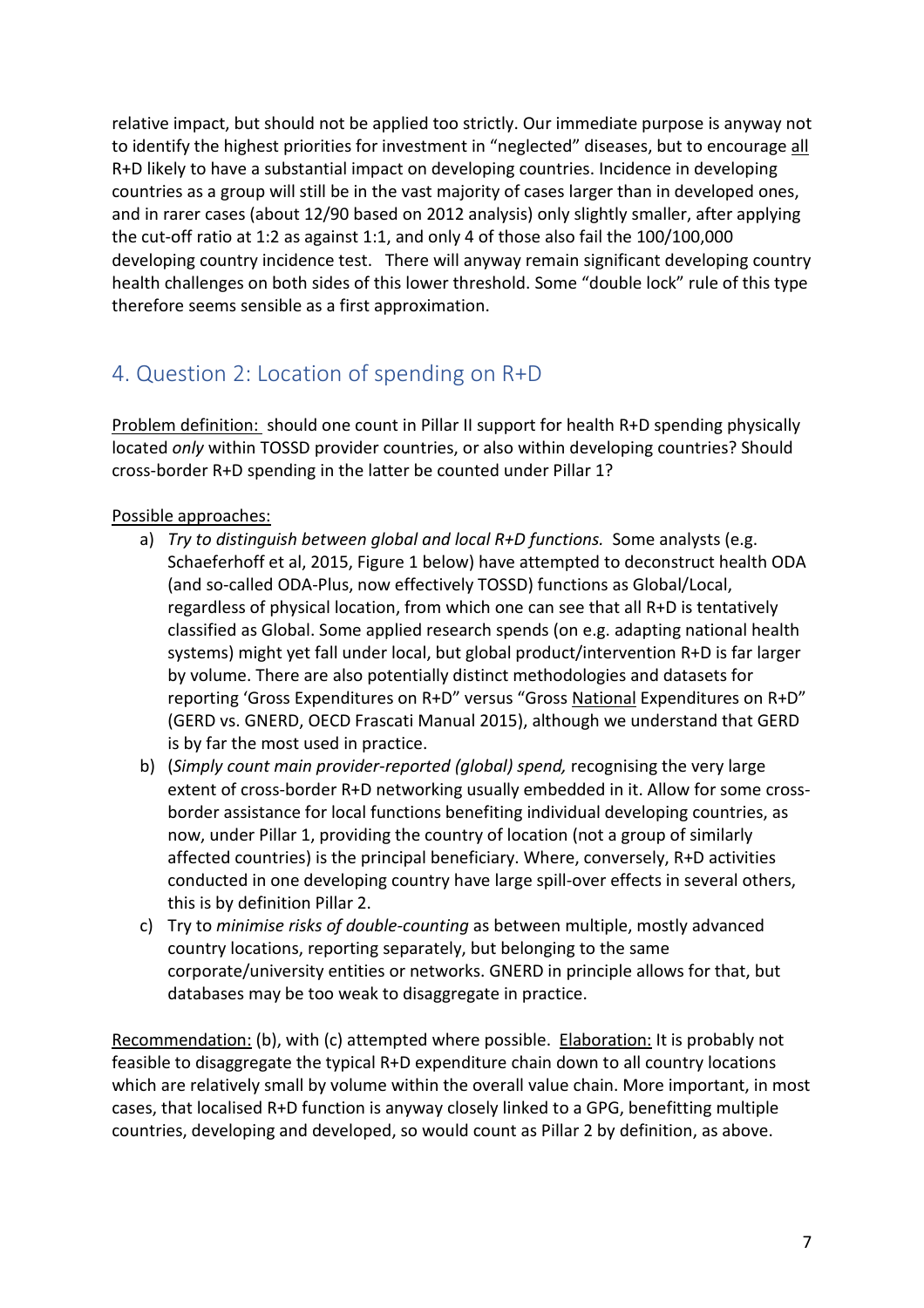relative impact, but should not be applied too strictly. Our immediate purpose is anyway not to identify the highest priorities for investment in "neglected" diseases, but to encourage <u>all</u> R+D likely to have a substantial impact on developing countries. Incidence in developing countries as a group will still be in the vast majority of cases larger than in developed ones, and in rarer cases (about 12/90 based on 2012 analysis) only slightly smaller, after applying the cut-off ratio at 1:2 as against 1:1, and only 4 of those also fail the 100/100,000 developing country incidence test. There will anyway remain significant developing country health challenges on both sides of this lower threshold. Some "double lock" rule of this type therefore seems sensible as a first approximation.

## 4. Question 2: Location of spending on R+D

<u>Problem definition:</u> should one count in Pillar II support for health R+D spending physically located *only* within TOSSD provider countries, or also within developing countries? Should cross-border R+D spending in the latter be counted under Pillar 1?

<u>Possible approaches:</u>

a) *Try to distinguish between global and local R+D functions.* Some analysts (e.g. Schaeferhoff et al, 2015, Figure 1 below) have attempted to deconstruct health ODA (and so-called ODA-Plus, now effectively TOSSD) functions as Global/Local, regardless of physical location, from which one can see that all R+D is tentatively classified as Global. Some applied research spends (on e.g. adapting national health systems) might yet fall under local, but global product/intervention R+D is far larger by volume. There are also potentially distinct methodologies and datasets for reporting 'Gross Expenditures on R+D" versus "Gross <u>National</u> Expenditures on R+D" (GERD vs. GNERD, OECD Frascati Manual 2015), although we understand that GERD is by far the most used in practice.

b) (*Simply count main provider-reported (global) spend,* recognising the very large extent of cross-border R+D networking usually embedded in it. Allow for some cross-border assistance for local functions benefiting individual developing countries, as now, under Pillar 1, providing the country of location (not a group of similarly affected countries) is the principal beneficiary. Where, conversely, R+D activities conducted in one developing country have large spill-over effects in several others, this is by definition Pillar 2.

c) Try to *minimise risks of double-counting* as between multiple, mostly advanced country locations, reporting separately, but belonging to the same corporate/university entities or networks. GNERD in principle allows for that, but databases may be too weak to disaggregate in practice.

<u>Recommendation:</u> (b), with (c) attempted where possible. <u>Elaboration:</u> It is probably not feasible to disaggregate the typical R+D expenditure chain down to all country locations which are relatively small by volume within the overall value chain. More important, in most cases, that localised R+D function is anyway closely linked to a GPG, benefitting multiple countries, developing and developed, so would count as Pillar 2 by definition, as above.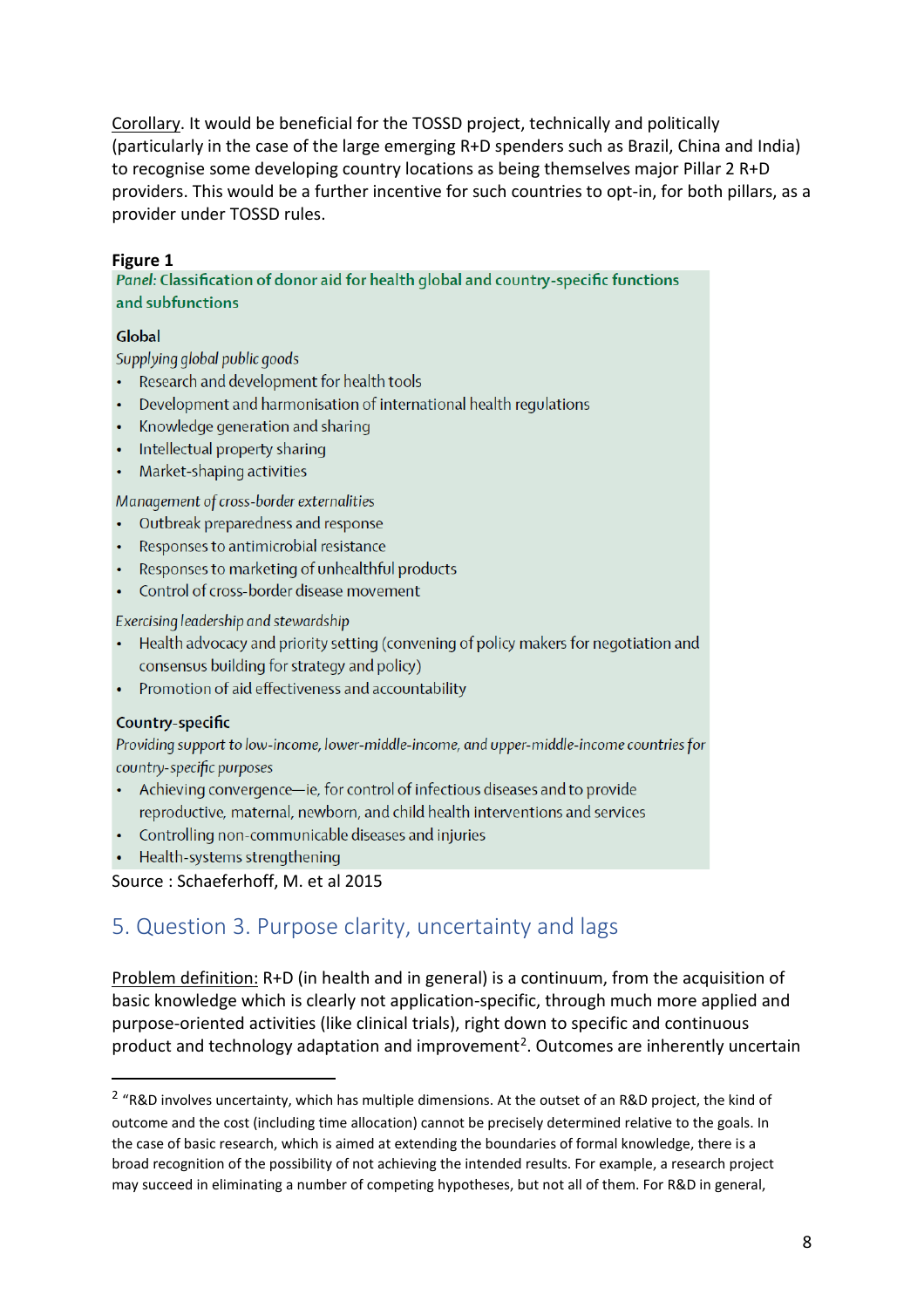Corollary. It would be beneficial for the TOSSD project, technically and politically (particularly in the case of the large emerging R+D spenders such as Brazil, China and India) to recognise some developing country locations as being themselves major Pillar 2 R+D providers. This would be a further incentive for such countries to opt-in, for both pillars, as a provider under TOSSD rules.

**Figure 1**

*Panel:* **Classification of donor aid for health global and country-specific functions and subfunctions**

**Global**

*Supplying global public goods*

- Research and development for health tools
- Development and harmonisation of international health regulations
- Knowledge generation and sharing
- Intellectual property sharing
- Market-shaping activities

*Management of cross-border externalities*

- Outbreak preparedness and response
- Responses to antimicrobial resistance
- Responses to marketing of unhealthful products
- Control of cross-border disease movement

*Exercising leadership and stewardship*

- Health advocacy and priority setting (convening of policy makers for negotiation and consensus building for strategy and policy)
- Promotion of aid effectiveness and accountability

**Country-specific**

*Providing support to low-income, lower-middle-income, and upper-middle-income countries for country-specific purposes*

- Achieving convergence—ie, for control of infectious diseases and to provide reproductive, maternal, newborn, and child health interventions and services
- Controlling non-communicable diseases and injuries
- Health-systems strengthening

Source : Schaeferhoff, M. et al 2015

## 5. Question 3. Purpose clarity, uncertainty and lags

Problem definition: R+D (in health and in general) is a continuum, from the acquisition of basic knowledge which is clearly not application-specific, through much more applied and purpose-oriented activities (like clinical trials), right down to specific and continuous product and technology adaptation and improvement[2]. Outcomes are inherently uncertain

---

[2] "R&D involves uncertainty, which has multiple dimensions. At the outset of an R&D project, the kind of outcome and the cost (including time allocation) cannot be precisely determined relative to the goals. In the case of basic research, which is aimed at extending the boundaries of formal knowledge, there is a broad recognition of the possibility of not achieving the intended results. For example, a research project may succeed in eliminating a number of competing hypotheses, but not all of them. For R&D in general,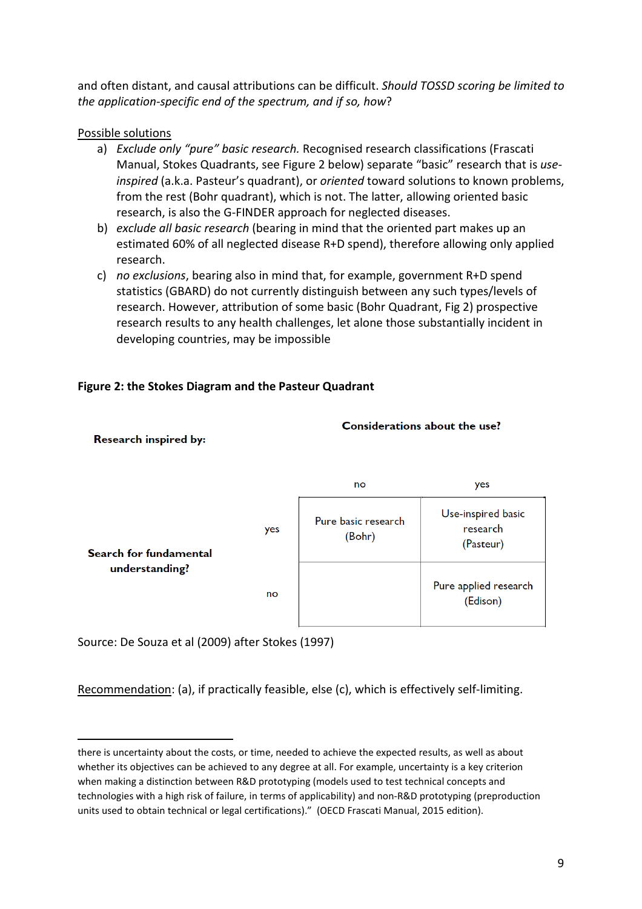and often distant, and causal attributions can be difficult. *Should TOSSD scoring be limited to the application-specific end of the spectrum, and if so, how*?

Possible solutions

a) *Exclude only "pure" basic research.* Recognised research classifications (Frascati Manual, Stokes Quadrants, see Figure 2 below) separate "basic" research that is *use-inspired* (a.k.a. Pasteur's quadrant), or *oriented* toward solutions to known problems, from the rest (Bohr quadrant), which is not. The latter, allowing oriented basic research, is also the G-FINDER approach for neglected diseases.
b) *exclude all basic research* (bearing in mind that the oriented part makes up an estimated 60% of all neglected disease R+D spend), therefore allowing only applied research.
c) *no exclusions*, bearing also in mind that, for example, government R+D spend statistics (GBARD) do not currently distinguish between any such types/levels of research. However, attribution of some basic (Bohr Quadrant, Fig 2) prospective research results to any health challenges, let alone those substantially incident in developing countries, may be impossible

**Figure 2: the Stokes Diagram and the Pasteur Quadrant**

| Research inspired by: | | Considerations about the use? | |
|---|---|---|---|
| | | no | yes |
| Search for fundamental understanding? | yes | Pure basic research (Bohr) | Use-inspired basic research (Pasteur) |
| | no | | Pure applied research (Edison) |

Source: De Souza et al (2009) after Stokes (1997)

Recommendation: (a), if practically feasible, else (c), which is effectively self-limiting.

---

there is uncertainty about the costs, or time, needed to achieve the expected results, as well as about whether its objectives can be achieved to any degree at all. For example, uncertainty is a key criterion when making a distinction between R&D prototyping (models used to test technical concepts and technologies with a high risk of failure, in terms of applicability) and non-R&D prototyping (preproduction units used to obtain technical or legal certifications)." (OECD Frascati Manual, 2015 edition).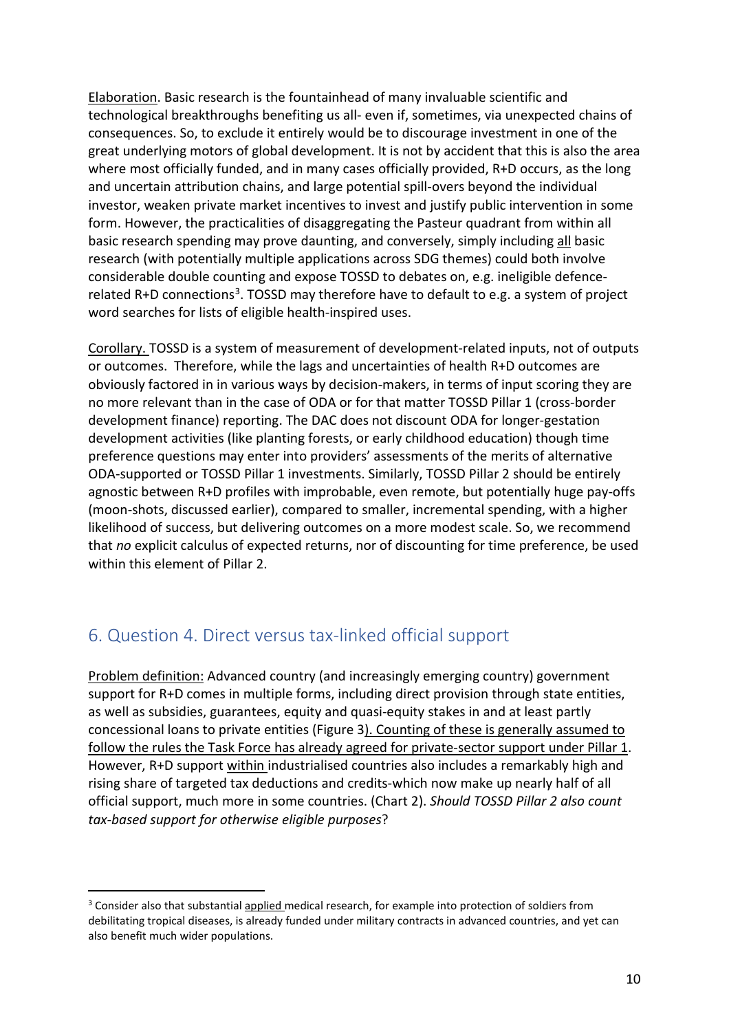Elaboration. Basic research is the fountainhead of many invaluable scientific and technological breakthroughs benefiting us all- even if, sometimes, via unexpected chains of consequences. So, to exclude it entirely would be to discourage investment in one of the great underlying motors of global development. It is not by accident that this is also the area where most officially funded, and in many cases officially provided, R+D occurs, as the long and uncertain attribution chains, and large potential spill-overs beyond the individual investor, weaken private market incentives to invest and justify public intervention in some form. However, the practicalities of disaggregating the Pasteur quadrant from within all basic research spending may prove daunting, and conversely, simply including all basic research (with potentially multiple applications across SDG themes) could both involve considerable double counting and expose TOSSD to debates on, e.g. ineligible defence-related R+D connections[3]. TOSSD may therefore have to default to e.g. a system of project word searches for lists of eligible health-inspired uses.

Corollary. TOSSD is a system of measurement of development-related inputs, not of outputs or outcomes. Therefore, while the lags and uncertainties of health R+D outcomes are obviously factored in in various ways by decision-makers, in terms of input scoring they are no more relevant than in the case of ODA or for that matter TOSSD Pillar 1 (cross-border development finance) reporting. The DAC does not discount ODA for longer-gestation development activities (like planting forests, or early childhood education) though time preference questions may enter into providers' assessments of the merits of alternative ODA-supported or TOSSD Pillar 1 investments. Similarly, TOSSD Pillar 2 should be entirely agnostic between R+D profiles with improbable, even remote, but potentially huge pay-offs (moon-shots, discussed earlier), compared to smaller, incremental spending, with a higher likelihood of success, but delivering outcomes on a more modest scale. So, we recommend that *no* explicit calculus of expected returns, nor of discounting for time preference, be used within this element of Pillar 2.

## 6. Question 4. Direct versus tax-linked official support

Problem definition: Advanced country (and increasingly emerging country) government support for R+D comes in multiple forms, including direct provision through state entities, as well as subsidies, guarantees, equity and quasi-equity stakes in and at least partly concessional loans to private entities (Figure 3). Counting of these is generally assumed to follow the rules the Task Force has already agreed for private-sector support under Pillar 1. However, R+D support within industrialised countries also includes a remarkably high and rising share of targeted tax deductions and credits-which now make up nearly half of all official support, much more in some countries. (Chart 2). *Should TOSSD Pillar 2 also count tax-based support for otherwise eligible purposes*?

[3] Consider also that substantial applied medical research, for example into protection of soldiers from debilitating tropical diseases, is already funded under military contracts in advanced countries, and yet can also benefit much wider populations.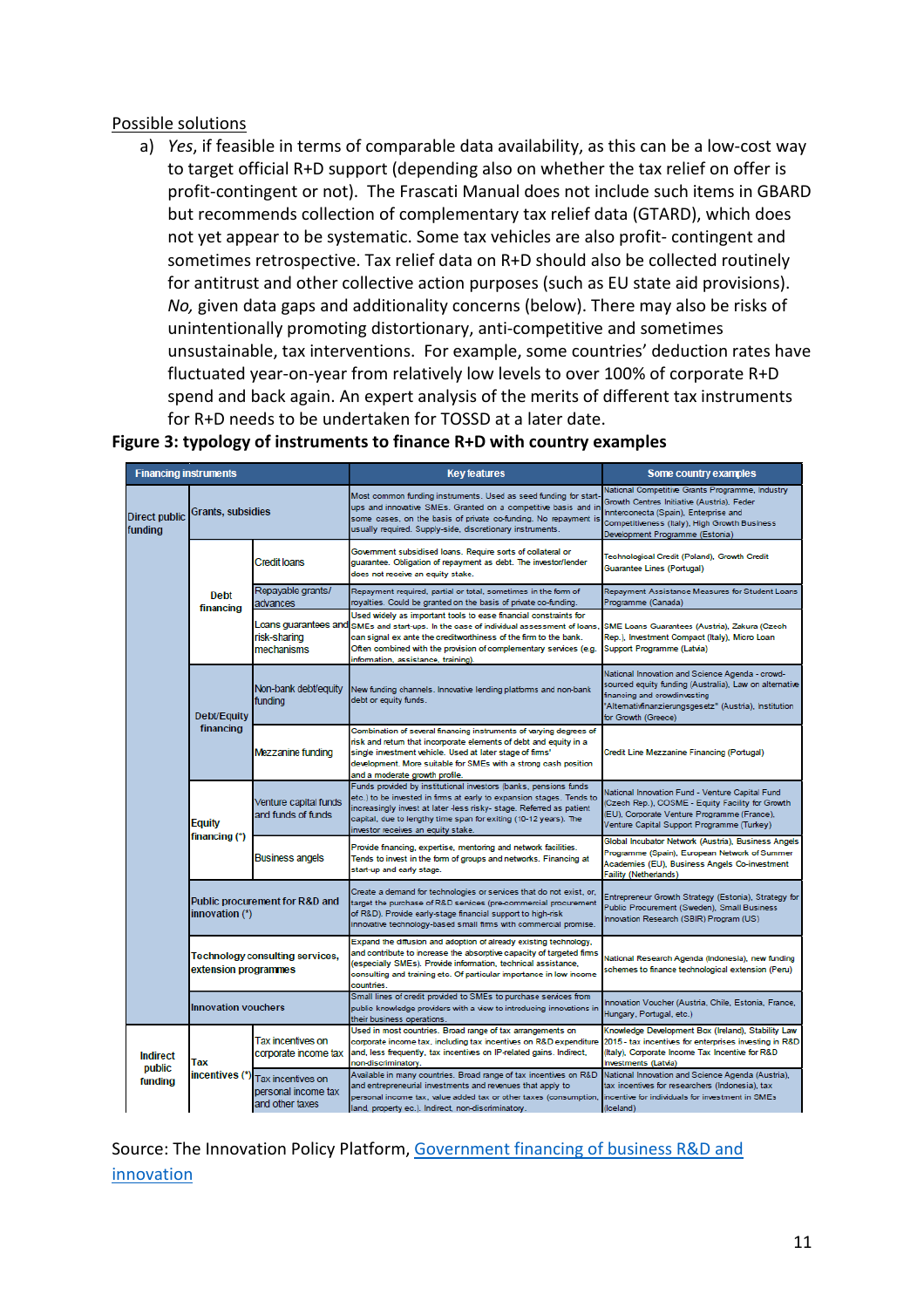Possible solutions

a) *Yes*, if feasible in terms of comparable data availability, as this can be a low-cost way to target official R+D support (depending also on whether the tax relief on offer is profit-contingent or not). The Frascati Manual does not include such items in GBARD but recommends collection of complementary tax relief data (GTARD), which does not yet appear to be systematic. Some tax vehicles are also profit- contingent and sometimes retrospective. Tax relief data on R+D should also be collected routinely for antitrust and other collective action purposes (such as EU state aid provisions). *No,* given data gaps and additionality concerns (below). There may also be risks of unintentionally promoting distortionary, anti-competitive and sometimes unsustainable, tax interventions. For example, some countries' deduction rates have fluctuated year-on-year from relatively low levels to over 100% of corporate R+D spend and back again. An expert analysis of the merits of different tax instruments for R+D needs to be undertaken for TOSSD at a later date.

**Figure 3: typology of instruments to finance R+D with country examples**

| Financing instruments | | | Key features | Some country examples |
|---|---|---|---|---|
| Direct public funding | Grants, subsidies | | Most common funding instruments. Used as seed funding for start-ups and innovative SMEs. Granted on a competitive basis and in some cases, on the basis of private co-funding. No repayment is usually required. Supply-side, discretionary instruments. | National Competitive Grants Programme, Industry Growth Centres Initiative (Austria). Feder Interconecta (Spain), Enterprise and Competitiveness (Italy), High Growth Business Development Programme (Estonia) |
| | Debt financing | Credit loans | Government subsidised loans. Require sorts of collateral or guarantee. Obligation of repayment as debt. The investor/lender does not receive an equity stake. | Technological Credit (Poland), Growth Credit Guarantee Lines (Portugal) |
| | | Repayable grants/ advances | Repayment required, partial or total, sometimes in the form of royalties. Could be granted on the basis of private co-funding. | Repayment Assistance Measures for Student Loans Programme (Canada) |
| | | Loans guarantees and risk-sharing mechanisms | Used widely as important tools to ease financial constraints for SMEs and start-ups. In the case of individual assessment of loans, can signal ex ante the creditworthiness of the firm to the bank. Often combined with the provision of complementary services (e.g. information, assistance, training). | SME Loans Guarantees (Austria), Zakura (Czech Rep.), Investment Compact (Italy), Micro Loan Support Programme (Latvia) |
| | Debt/Equity financing | Non-bank debt/equity funding | New funding channels. Innovative lending platforms and non-bank debt or equity funds. | National Innovation and Science Agenda - crowd-sourced equity funding (Australia), Law on alternative financing and crowdinvesting "Alternativfinanzierungsgesetz" (Austria), Institution for Growth (Greece) |
| | | Mezzanine funding | Combination of several financing instruments of varying degrees of risk and return that incorporate elements of debt and equity in a single investment vehicle. Used at later stage of firms' development. More suitable for SMEs with a strong cash position and a moderate growth profile. | Credit Line Mezzanine Financing (Portugal) |
| | Equity financing (*) | Venture capital funds and funds of funds | Funds provided by institutional investors (banks, pensions funds etc.) to be invested in firms at early to expansion stages. Tends to increasingly invest at later -less risky- stage. Referred as patient capital, due to lengthy time span for exiting (10-12 years). The investor receives an equity stake. | National Innovation Fund - Venture Capital Fund (Czech Rep.), COSME - Equity Facility for Growth (EU), Corporate Venture Programme (France), Venture Capital Support Programme (Turkey) |
| | | Business angels | Provide financing, expertise, mentoring and network facilities. Tends to invest in the form of groups and networks. Financing at start-up and early stage. | Global Incubator Network (Austria), Business Angels Programme (Spain), European Network of Summer Academies (EU), Business Angels Co-investment Faility (Netherlands) |
| | Public procurement for R&D and innovation (*) | | Create a demand for technologies or services that do not exist, or, target the purchase of R&D services (pre-commercial procurement of R&D). Provide early-stage financial support to high-risk innovative technology-based small firms with commercial promise. | Entrepreneur Growth Strategy (Estonia), Strategy for Public Procurement (Sweden), Small Business Innovation Research (SBIR) Program (US) |
| | Technology consulting services, extension programmes | | Expand the diffusion and adoption of already existing technology, and contribute to increase the absorptive capacity of targeted firms (especially SMEs). Provide information, technical assistance, consulting and training etc. Of particular importance in low income countries. | National Research Agenda (Indonesia), new funding schemes to finance technological extension (Peru) |
| | Innovation vouchers | | Small lines of credit provided to SMEs to purchase services from public knowledge providers with a view to introducing innovations in their business operations. | Innovation Voucher (Austria, Chile, Estonia, France, Hungary, Portugal, etc.) |
| Indirect public funding | Tax incentives (*) | Tax incentives on corporate income tax | Used in most countries. Broad range of tax arrangements on corporate income tax, including tax incentives on R&D expenditure and, less frequently, tax incentives on IP-related gains. Indirect, non-discriminatory. | Knowledge Development Box (Ireland), Stability Law 2015 - tax incentives for enterprises investing in R&D (Italy), Corporate Income Tax Incentive for R&D Investments (Latvia) |
| | | Tax incentives on personal income tax and other taxes | Available in many countries. Broad range of tax incentives on R&D and entrepreneurial investments and revenues that apply to personal income tax, value added tax or other taxes (consumption, land, property ec.). Indirect, non-discriminatory. | National Innovation and Science Agenda (Austria), tax incentives for researchers (Indonesia), tax incentive for individuals for investment in SMEs (Iceland) |

Source: The Innovation Policy Platform, Government financing of business R&D and innovation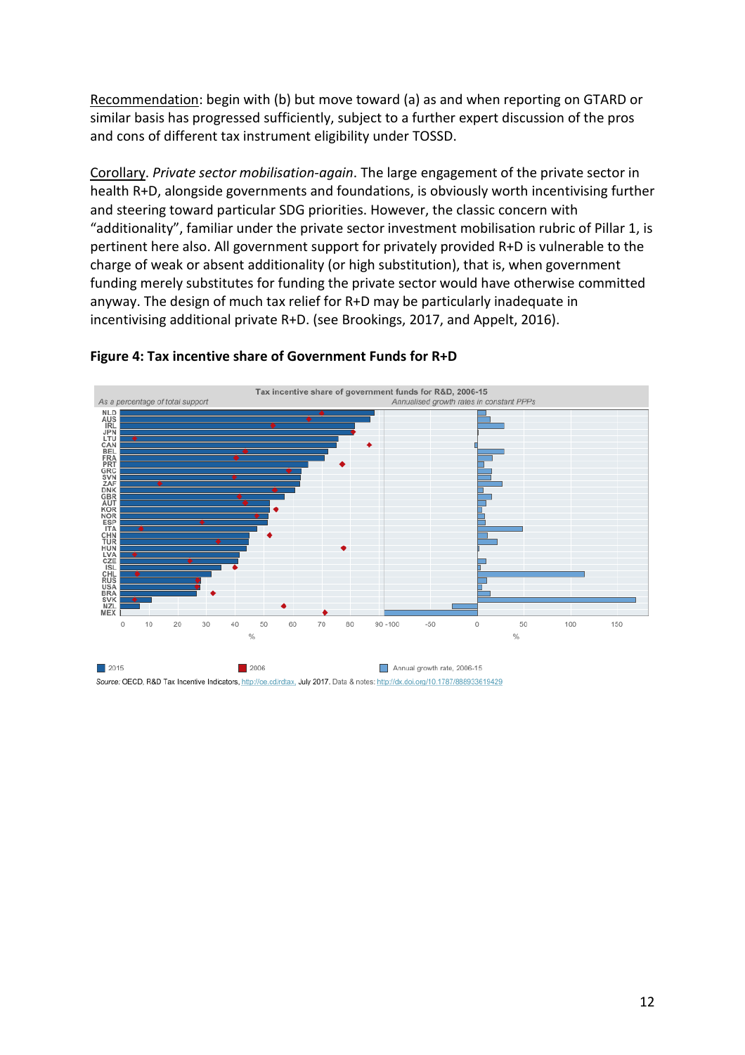Recommendation: begin with (b) but move toward (a) as and when reporting on GTARD or similar basis has progressed sufficiently, subject to a further expert discussion of the pros and cons of different tax instrument eligibility under TOSSD.

Corollary. *Private sector mobilisation-again*. The large engagement of the private sector in health R+D, alongside governments and foundations, is obviously worth incentivising further and steering toward particular SDG priorities. However, the classic concern with "additionality", familiar under the private sector investment mobilisation rubric of Pillar 1, is pertinent here also. All government support for privately provided R+D is vulnerable to the charge of weak or absent additionality (or high substitution), that is, when government funding merely substitutes for funding the private sector would have otherwise committed anyway. The design of much tax relief for R+D may be particularly inadequate in incentivising additional private R+D. (see Brookings, 2017, and Appelt, 2016).

**Figure 4: Tax incentive share of Government Funds for R+D**

Source: OECD, R&D Tax Incentive Indicators, http://oe.cd/rdtax, July 2017. Data & notes: http://dx.doi.org/10.1787/888933619429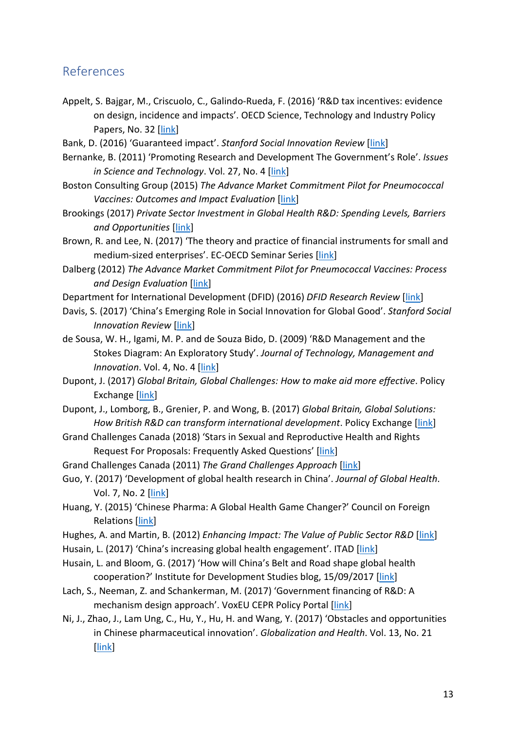## References

Appelt, S. Bajgar, M., Criscuolo, C., Galindo-Rueda, F. (2016) 'R&D tax incentives: evidence on design, incidence and impacts'. OECD Science, Technology and Industry Policy Papers, No. 32 [link]

Bank, D. (2016) 'Guaranteed impact'. *Stanford Social Innovation Review* [link]

Bernanke, B. (2011) 'Promoting Research and Development The Government's Role'. *Issues in Science and Technology*. Vol. 27, No. 4 [link]

Boston Consulting Group (2015) *The Advance Market Commitment Pilot for Pneumococcal Vaccines: Outcomes and Impact Evaluation* [link]

Brookings (2017) *Private Sector Investment in Global Health R&D: Spending Levels, Barriers and Opportunities* [link]

Brown, R. and Lee, N. (2017) 'The theory and practice of financial instruments for small and medium-sized enterprises'. EC-OECD Seminar Series [link]

Dalberg (2012) *The Advance Market Commitment Pilot for Pneumococcal Vaccines: Process and Design Evaluation* [link]

Department for International Development (DFID) (2016) *DFID Research Review* [link]

Davis, S. (2017) 'China's Emerging Role in Social Innovation for Global Good'. *Stanford Social Innovation Review* [link]

de Sousa, W. H., Igami, M. P. and de Souza Bido, D. (2009) 'R&D Management and the Stokes Diagram: An Exploratory Study'. *Journal of Technology, Management and Innovation*. Vol. 4, No. 4 [link]

Dupont, J. (2017) *Global Britain, Global Challenges: How to make aid more effective*. Policy Exchange [link]

Dupont, J., Lomborg, B., Grenier, P. and Wong, B. (2017) *Global Britain, Global Solutions: How British R&D can transform international development*. Policy Exchange [link]

Grand Challenges Canada (2018) 'Stars in Sexual and Reproductive Health and Rights Request For Proposals: Frequently Asked Questions' [link]

Grand Challenges Canada (2011) *The Grand Challenges Approach* [link]

Guo, Y. (2017) 'Development of global health research in China'. *Journal of Global Health*. Vol. 7, No. 2 [link]

Huang, Y. (2015) 'Chinese Pharma: A Global Health Game Changer?' Council on Foreign Relations [link]

Hughes, A. and Martin, B. (2012) *Enhancing Impact: The Value of Public Sector R&D* [link]

Husain, L. (2017) 'China's increasing global health engagement'. ITAD [link]

Husain, L. and Bloom, G. (2017) 'How will China's Belt and Road shape global health cooperation?' Institute for Development Studies blog, 15/09/2017 [link]

Lach, S., Neeman, Z. and Schankerman, M. (2017) 'Government financing of R&D: A mechanism design approach'. VoxEU CEPR Policy Portal [link]

Ni, J., Zhao, J., Lam Ung, C., Hu, Y., Hu, H. and Wang, Y. (2017) 'Obstacles and opportunities in Chinese pharmaceutical innovation'. *Globalization and Health*. Vol. 13, No. 21 [link]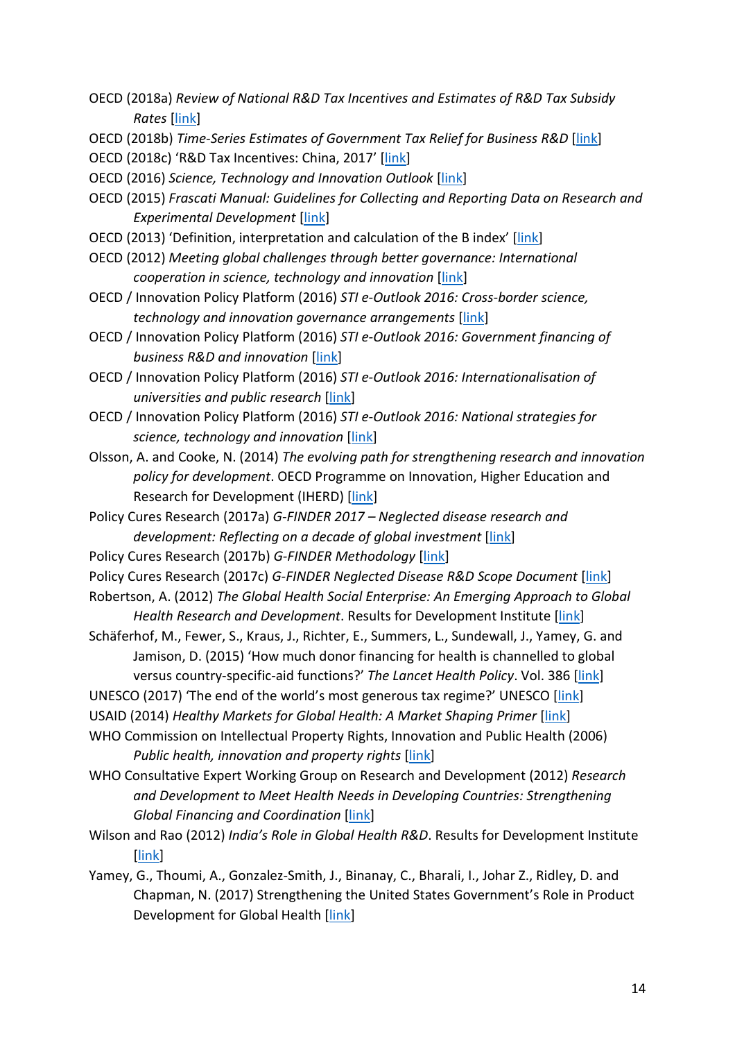OECD (2018a) *Review of National R&D Tax Incentives and Estimates of R&D Tax Subsidy Rates* [link]

OECD (2018b) *Time-Series Estimates of Government Tax Relief for Business R&D* [link]

OECD (2018c) 'R&D Tax Incentives: China, 2017' [link]

OECD (2016) *Science, Technology and Innovation Outlook* [link]

OECD (2015) *Frascati Manual: Guidelines for Collecting and Reporting Data on Research and Experimental Development* [link]

OECD (2013) 'Definition, interpretation and calculation of the B index' [link]

OECD (2012) *Meeting global challenges through better governance: International cooperation in science, technology and innovation* [link]

OECD / Innovation Policy Platform (2016) *STI e-Outlook 2016: Cross-border science, technology and innovation governance arrangements* [link]

OECD / Innovation Policy Platform (2016) *STI e-Outlook 2016: Government financing of business R&D and innovation* [link]

OECD / Innovation Policy Platform (2016) *STI e-Outlook 2016: Internationalisation of universities and public research* [link]

OECD / Innovation Policy Platform (2016) *STI e-Outlook 2016: National strategies for science, technology and innovation* [link]

Olsson, A. and Cooke, N. (2014) *The evolving path for strengthening research and innovation policy for development*. OECD Programme on Innovation, Higher Education and Research for Development (IHERD) [link]

Policy Cures Research (2017a) *G-FINDER 2017 – Neglected disease research and development: Reflecting on a decade of global investment* [link]

Policy Cures Research (2017b) *G-FINDER Methodology* [link]

Policy Cures Research (2017c) *G-FINDER Neglected Disease R&D Scope Document* [link]

Robertson, A. (2012) *The Global Health Social Enterprise: An Emerging Approach to Global Health Research and Development*. Results for Development Institute [link]

Schäferhof, M., Fewer, S., Kraus, J., Richter, E., Summers, L., Sundewall, J., Yamey, G. and Jamison, D. (2015) 'How much donor financing for health is channelled to global versus country-specific-aid functions?' *The Lancet Health Policy*. Vol. 386 [link]

UNESCO (2017) 'The end of the world's most generous tax regime?' UNESCO [link]

USAID (2014) *Healthy Markets for Global Health: A Market Shaping Primer* [link]

WHO Commission on Intellectual Property Rights, Innovation and Public Health (2006) *Public health, innovation and property rights* [link]

WHO Consultative Expert Working Group on Research and Development (2012) *Research and Development to Meet Health Needs in Developing Countries: Strengthening Global Financing and Coordination* [link]

Wilson and Rao (2012) *India's Role in Global Health R&D*. Results for Development Institute [link]

Yamey, G., Thoumi, A., Gonzalez-Smith, J., Binanay, C., Bharali, I., Johar Z., Ridley, D. and Chapman, N. (2017) Strengthening the United States Government's Role in Product Development for Global Health [link]